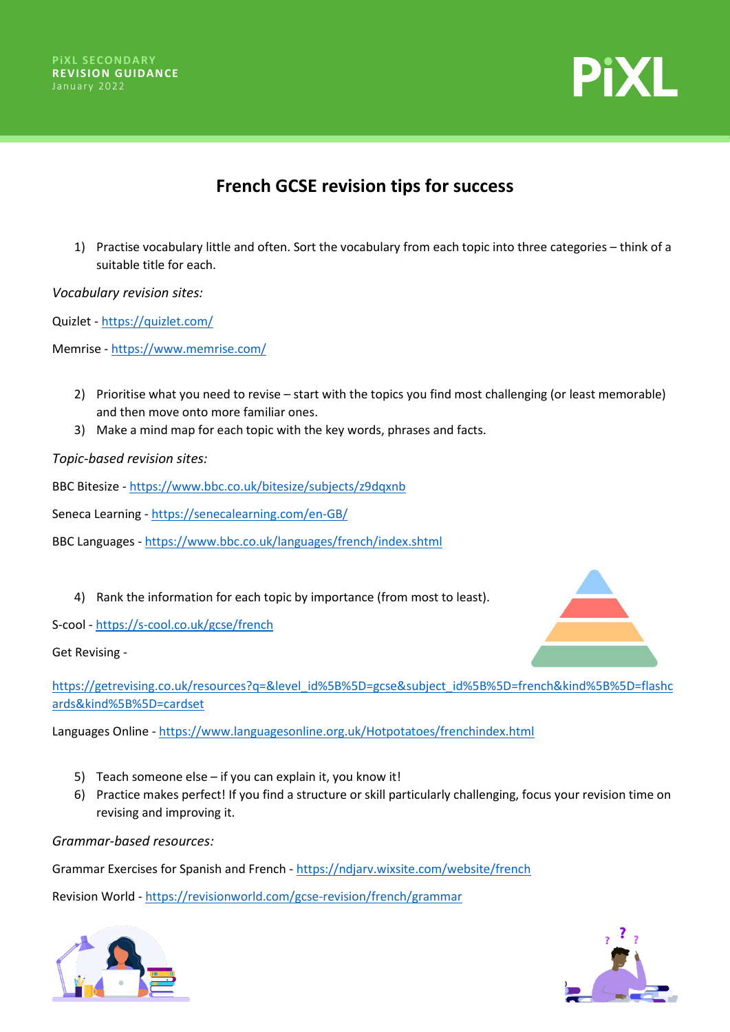PiXL SECONDARY
**REVISION GUIDANCE**
January 2022

# French GCSE revision tips for success

1) Practise vocabulary little and often. Sort the vocabulary from each topic into three categories – think of a suitable title for each.

*Vocabulary revision sites:*

Quizlet - https://quizlet.com/

Memrise - https://www.memrise.com/

2) Prioritise what you need to revise – start with the topics you find most challenging (or least memorable) and then move onto more familiar ones.
3) Make a mind map for each topic with the key words, phrases and facts.

*Topic-based revision sites:*

BBC Bitesize - https://www.bbc.co.uk/bitesize/subjects/z9dqxnb

Seneca Learning - https://senecalearning.com/en-GB/

BBC Languages - https://www.bbc.co.uk/languages/french/index.shtml

4) Rank the information for each topic by importance (from most to least).

S-cool - https://s-cool.co.uk/gcse/french

Get Revising -

https://getrevising.co.uk/resources?q=&level_id%5B%5D=gcse&subject_id%5B%5D=french&kind%5B%5D=flashcards&kind%5B%5D=cardset

Languages Online - https://www.languagesonline.org.uk/Hotpotatoes/frenchindex.html

5) Teach someone else – if you can explain it, you know it!
6) Practice makes perfect! If you find a structure or skill particularly challenging, focus your revision time on revising and improving it.

*Grammar-based resources:*

Grammar Exercises for Spanish and French - https://ndjarv.wixsite.com/website/french

Revision World - https://revisionworld.com/gcse-revision/french/grammar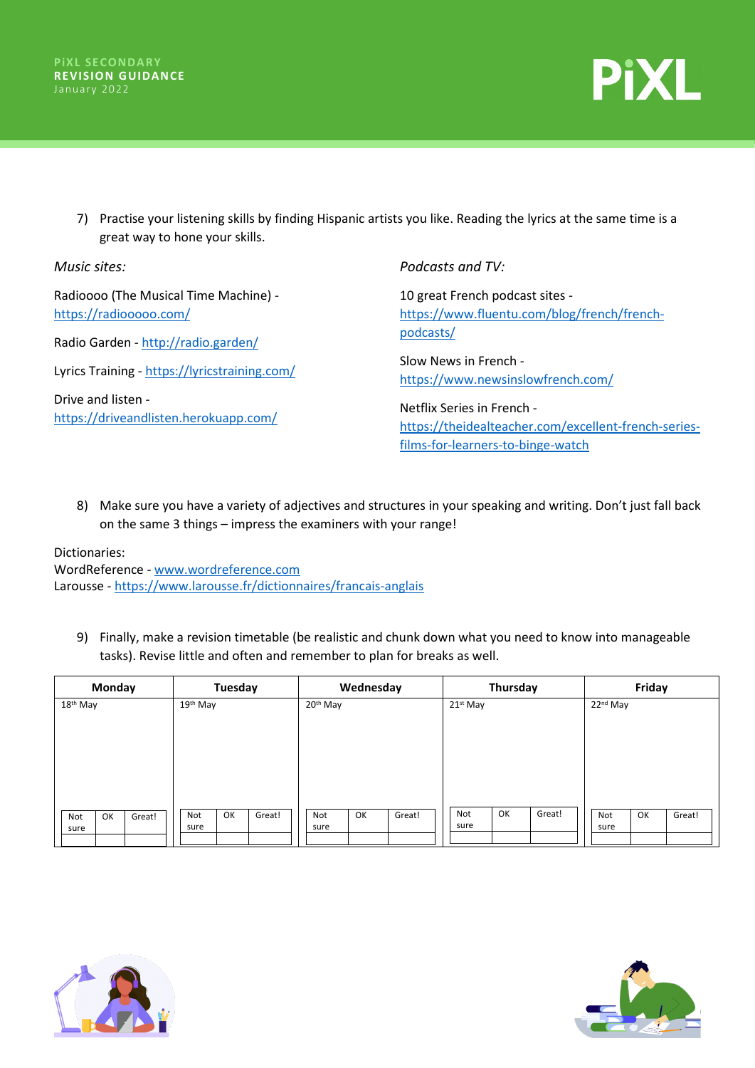7) Practise your listening skills by finding Hispanic artists you like. Reading the lyrics at the same time is a great way to hone your skills.

*Music sites:*

Radioooo (The Musical Time Machine) - https://radiooooo.com/

Radio Garden - http://radio.garden/

Lyrics Training - https://lyricstraining.com/

Drive and listen - https://driveandlisten.herokuapp.com/

*Podcasts and TV:*

10 great French podcast sites - https://www.fluentu.com/blog/french/french-podcasts/

Slow News in French - https://www.newsinslowfrench.com/

Netflix Series in French - https://theidealteacher.com/excellent-french-series-films-for-learners-to-binge-watch

8) Make sure you have a variety of adjectives and structures in your speaking and writing. Don't just fall back on the same 3 things – impress the examiners with your range!

Dictionaries:
WordReference - www.wordreference.com
Larousse - https://www.larousse.fr/dictionnaires/francais-anglais

9) Finally, make a revision timetable (be realistic and chunk down what you need to know into manageable tasks). Revise little and often and remember to plan for breaks as well.

| Monday | Tuesday | Wednesday | Thursday | Friday |
|---|---|---|---|---|
| 18th May | 19th May | 20th May | 21st May | 22nd May |
| Not sure / OK / Great! | Not sure / OK / Great! | Not sure / OK / Great! | Not sure / OK / Great! | Not sure / OK / Great! |